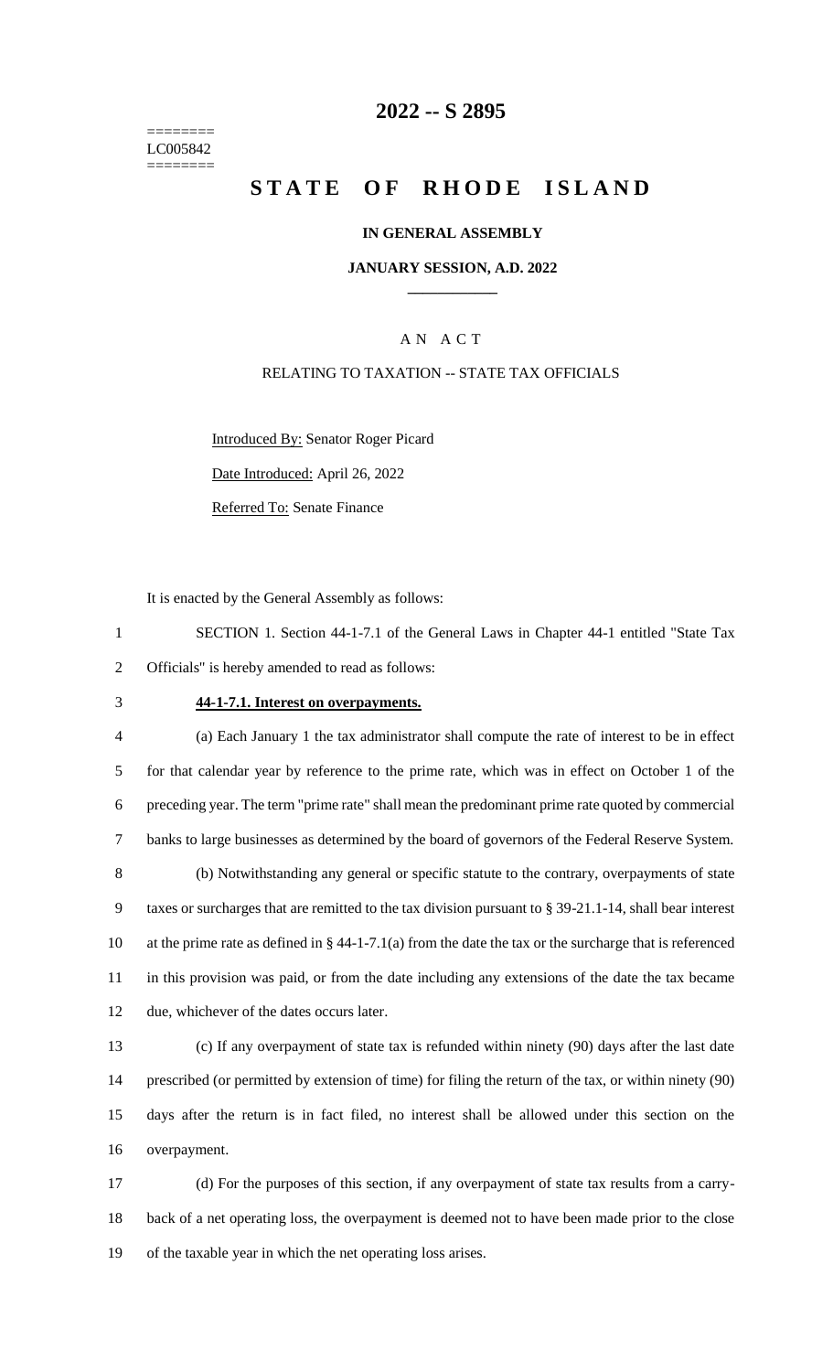========
LC005842
========

# 2022 -- S 2895

# STATE OF RHODE ISLAND

### IN GENERAL ASSEMBLY

### JANUARY SESSION, A.D. 2022

---

A N A C T

RELATING TO TAXATION -- STATE TAX OFFICIALS

Introduced By: Senator Roger Picard

Date Introduced: April 26, 2022

Referred To: Senate Finance

It is enacted by the General Assembly as follows:

SECTION 1. Section 44-1-7.1 of the General Laws in Chapter 44-1 entitled "State Tax Officials" is hereby amended to read as follows:

**44-1-7.1. Interest on overpayments.**

(a) Each January 1 the tax administrator shall compute the rate of interest to be in effect for that calendar year by reference to the prime rate, which was in effect on October 1 of the preceding year. The term "prime rate" shall mean the predominant prime rate quoted by commercial banks to large businesses as determined by the board of governors of the Federal Reserve System.

(b) Notwithstanding any general or specific statute to the contrary, overpayments of state taxes or surcharges that are remitted to the tax division pursuant to § 39-21.1-14, shall bear interest at the prime rate as defined in § 44-1-7.1(a) from the date the tax or the surcharge that is referenced in this provision was paid, or from the date including any extensions of the date the tax became due, whichever of the dates occurs later.

(c) If any overpayment of state tax is refunded within ninety (90) days after the last date prescribed (or permitted by extension of time) for filing the return of the tax, or within ninety (90) days after the return is in fact filed, no interest shall be allowed under this section on the overpayment.

(d) For the purposes of this section, if any overpayment of state tax results from a carry-back of a net operating loss, the overpayment is deemed not to have been made prior to the close of the taxable year in which the net operating loss arises.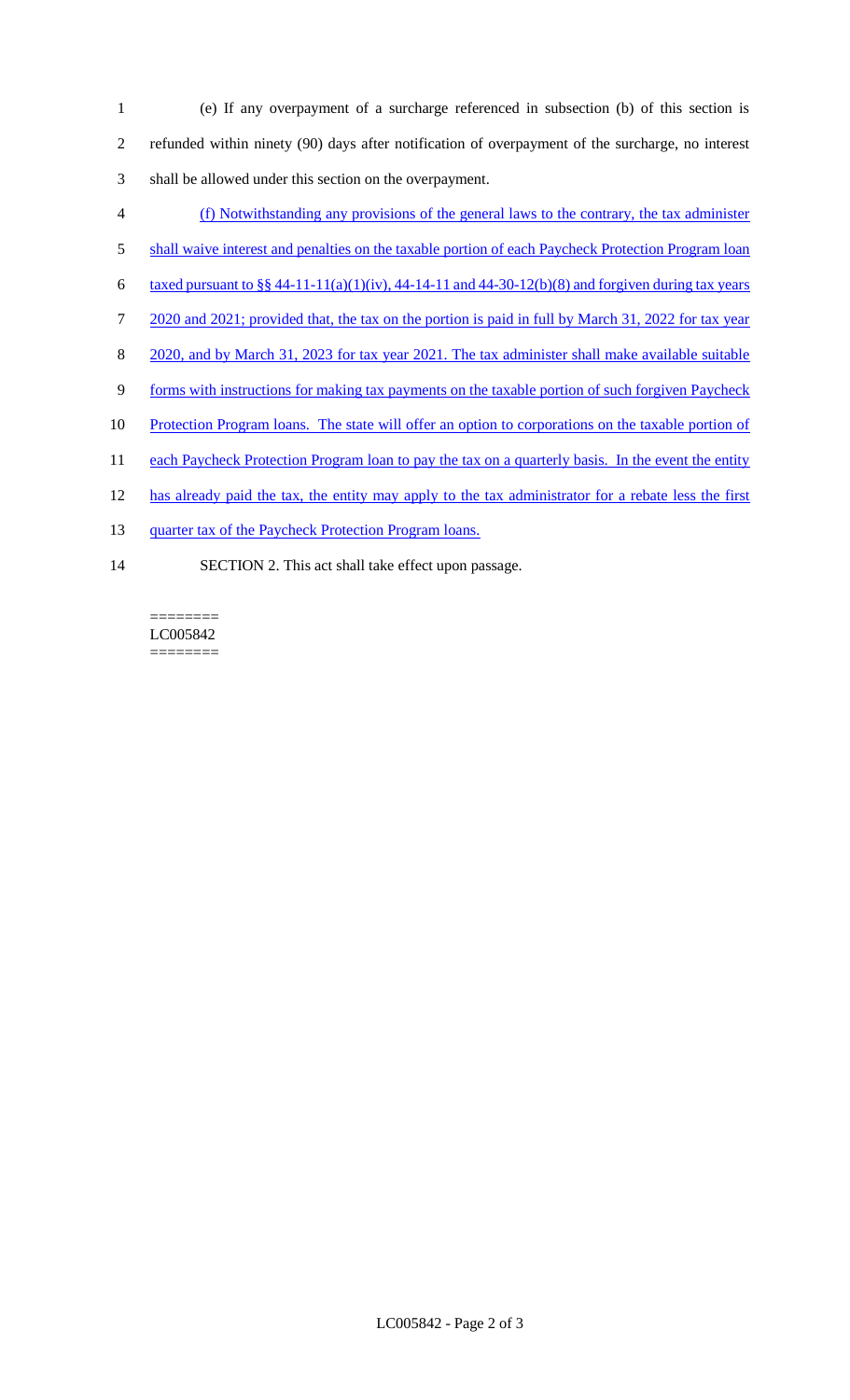(e) If any overpayment of a surcharge referenced in subsection (b) of this section is refunded within ninety (90) days after notification of overpayment of the surcharge, no interest shall be allowed under this section on the overpayment.

(f) Notwithstanding any provisions of the general laws to the contrary, the tax administer shall waive interest and penalties on the taxable portion of each Paycheck Protection Program loan taxed pursuant to §§ 44-11-11(a)(1)(iv), 44-14-11 and 44-30-12(b)(8) and forgiven during tax years 2020 and 2021; provided that, the tax on the portion is paid in full by March 31, 2022 for tax year 2020, and by March 31, 2023 for tax year 2021. The tax administer shall make available suitable forms with instructions for making tax payments on the taxable portion of such forgiven Paycheck Protection Program loans. The state will offer an option to corporations on the taxable portion of each Paycheck Protection Program loan to pay the tax on a quarterly basis. In the event the entity has already paid the tax, the entity may apply to the tax administrator for a rebate less the first quarter tax of the Paycheck Protection Program loans.

SECTION 2. This act shall take effect upon passage.

========
LC005842
========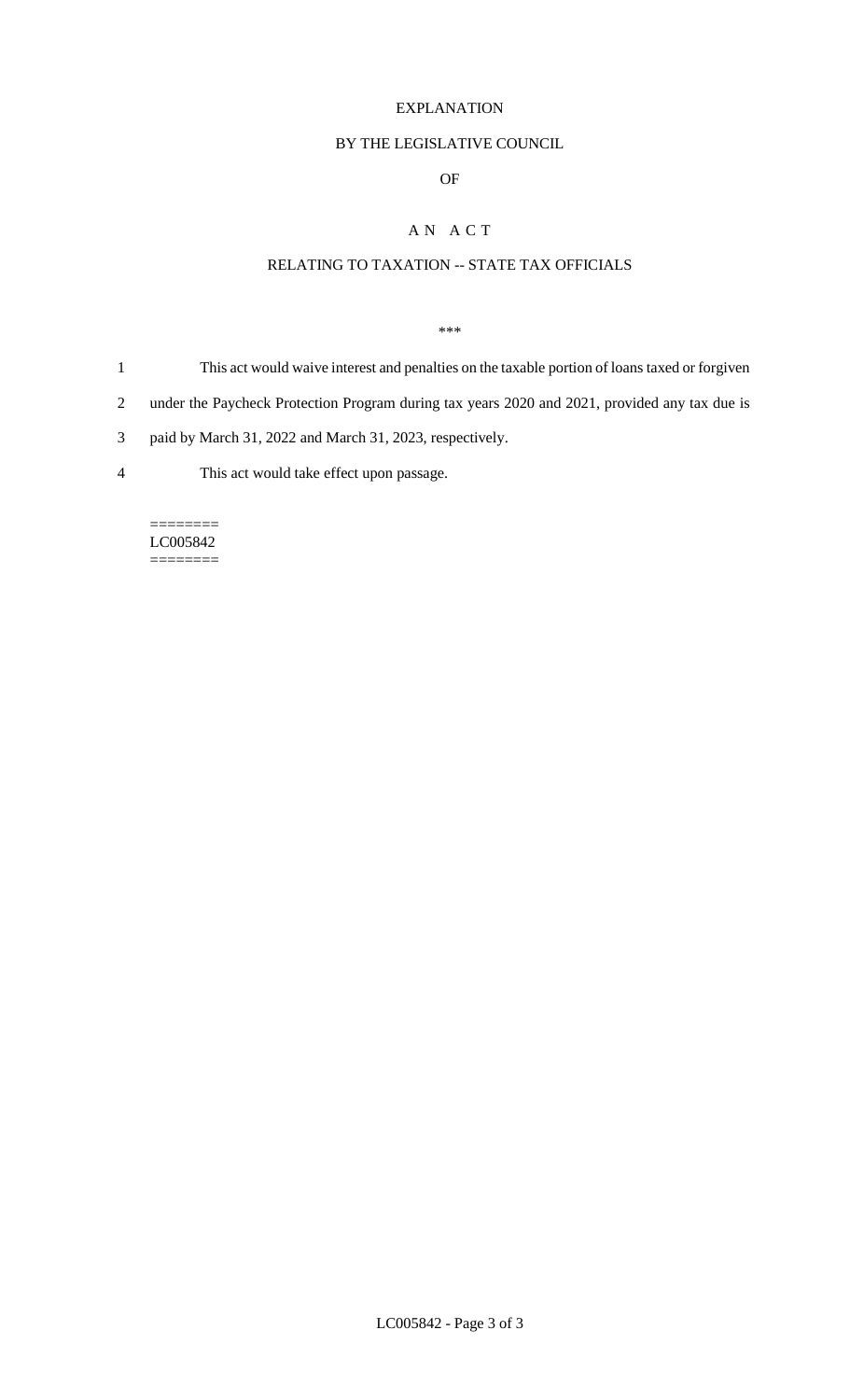EXPLANATION

BY THE LEGISLATIVE COUNCIL

OF

A N A C T

RELATING TO TAXATION -- STATE TAX OFFICIALS

\*\*\*

This act would waive interest and penalties on the taxable portion of loans taxed or forgiven under the Paycheck Protection Program during tax years 2020 and 2021, provided any tax due is paid by March 31, 2022 and March 31, 2023, respectively.

This act would take effect upon passage.

========
LC005842
========